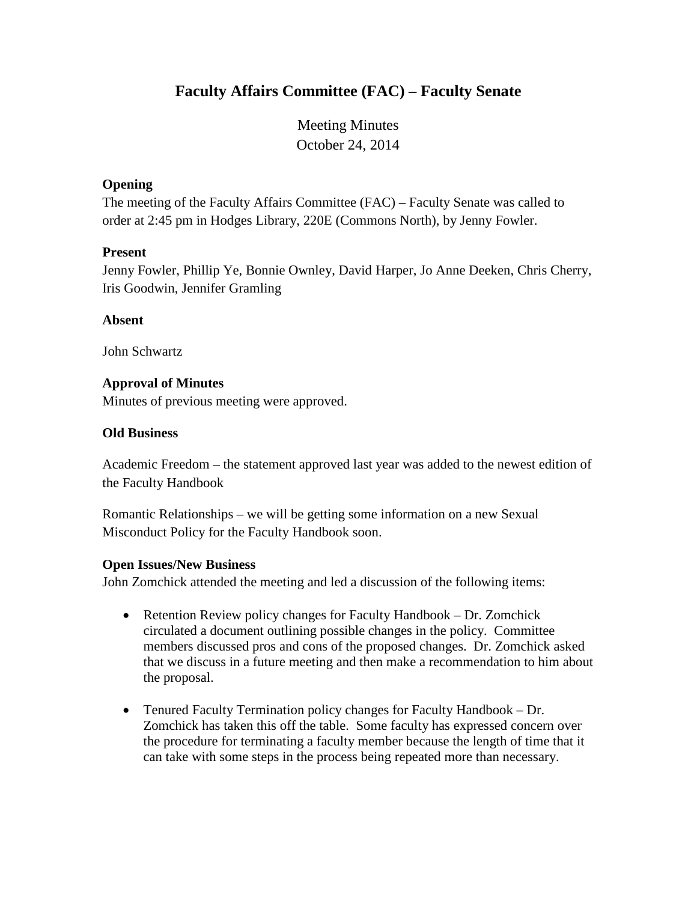# Faculty Affairs Committee (FAC) – Faculty Senate

Meeting Minutes
October 24, 2014

**Opening**
The meeting of the Faculty Affairs Committee (FAC) – Faculty Senate was called to order at 2:45 pm in Hodges Library, 220E (Commons North), by Jenny Fowler.

**Present**
Jenny Fowler, Phillip Ye, Bonnie Ownley, David Harper, Jo Anne Deeken, Chris Cherry, Iris Goodwin, Jennifer Gramling

**Absent**

John Schwartz

**Approval of Minutes**
Minutes of previous meeting were approved.

**Old Business**

Academic Freedom – the statement approved last year was added to the newest edition of the Faculty Handbook

Romantic Relationships – we will be getting some information on a new Sexual Misconduct Policy for the Faculty Handbook soon.

**Open Issues/New Business**
John Zomchick attended the meeting and led a discussion of the following items:

- Retention Review policy changes for Faculty Handbook – Dr. Zomchick circulated a document outlining possible changes in the policy. Committee members discussed pros and cons of the proposed changes. Dr. Zomchick asked that we discuss in a future meeting and then make a recommendation to him about the proposal.

- Tenured Faculty Termination policy changes for Faculty Handbook – Dr. Zomchick has taken this off the table. Some faculty has expressed concern over the procedure for terminating a faculty member because the length of time that it can take with some steps in the process being repeated more than necessary.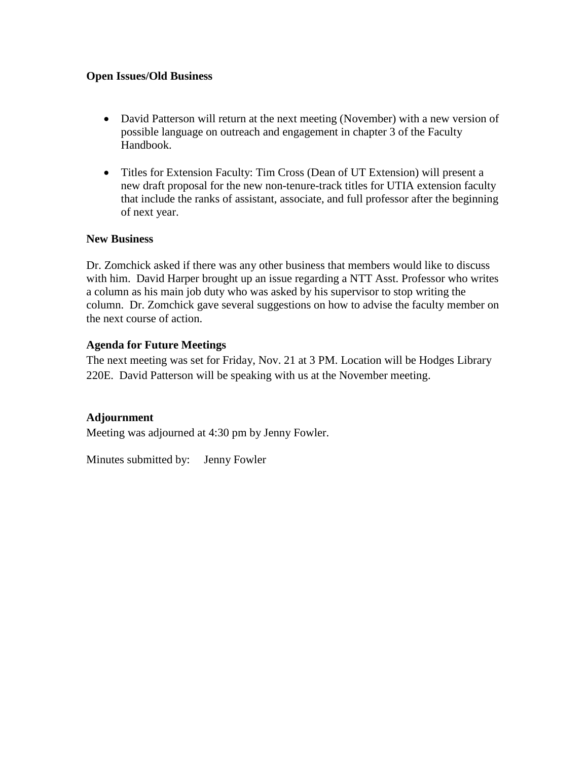**Open Issues/Old Business**

- David Patterson will return at the next meeting (November) with a new version of possible language on outreach and engagement in chapter 3 of the Faculty Handbook.
- Titles for Extension Faculty: Tim Cross (Dean of UT Extension) will present a new draft proposal for the new non-tenure-track titles for UTIA extension faculty that include the ranks of assistant, associate, and full professor after the beginning of next year.

**New Business**

Dr. Zomchick asked if there was any other business that members would like to discuss with him. David Harper brought up an issue regarding a NTT Asst. Professor who writes a column as his main job duty who was asked by his supervisor to stop writing the column. Dr. Zomchick gave several suggestions on how to advise the faculty member on the next course of action.

**Agenda for Future Meetings**

The next meeting was set for Friday, Nov. 21 at 3 PM. Location will be Hodges Library 220E. David Patterson will be speaking with us at the November meeting.

**Adjournment**

Meeting was adjourned at 4:30 pm by Jenny Fowler.

Minutes submitted by: Jenny Fowler